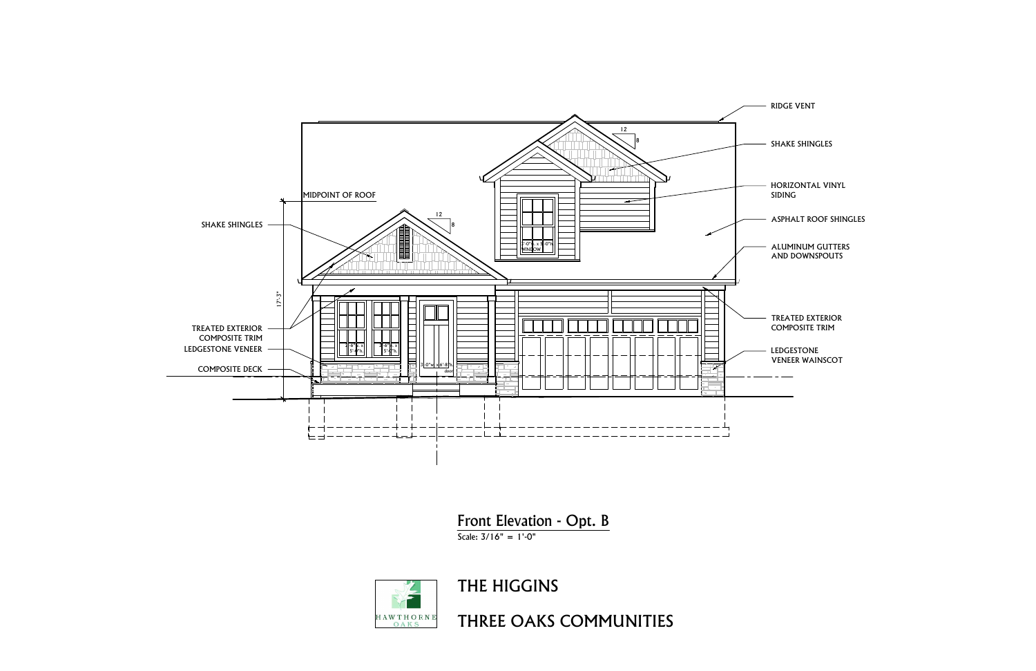RIDGE VENT

SHAKE SHINGLES

HORIZONTAL VINYL SIDING

ASPHALT ROOF SHINGLES

ALUMINUM GUTTERS AND DOWNSPOUTS

TREATED EXTERIOR COMPOSITE TRIM

LEDGESTONE VENEER WAINSCOT

MIDPOINT OF ROOF

SHAKE SHINGLES

TREATED EXTERIOR COMPOSITE TRIM

LEDGESTONE VENEER

COMPOSITE DECK

17'-3"

12

8

12

8

3'-0"w. x 5'-0"h. WINDOW

2'-6"w. x 5'-0"h.

2'-6"w. x 5'-0"h.

3'-0"w. x 6'-8"h. door

## Front Elevation - Opt. B

Scale: 3/16" = 1'-0"

HAWTHORNE OAKS

# THE HIGGINS

# THREE OAKS COMMUNITIES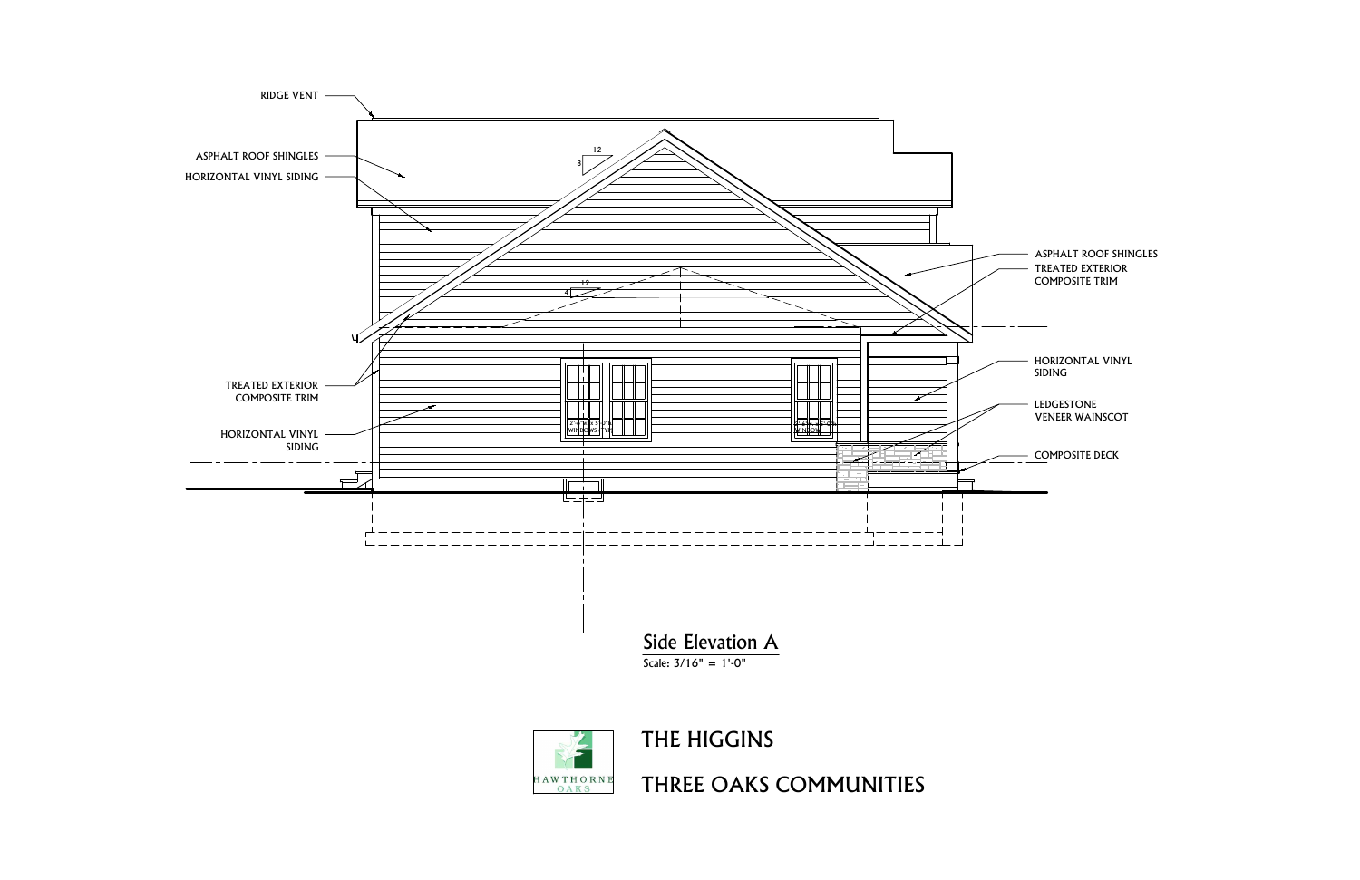RIDGE VENT

ASPHALT ROOF SHINGLES

HORIZONTAL VINYL SIDING

12

8

12

4

TREATED EXTERIOR COMPOSITE TRIM

HORIZONTAL VINYL SIDING

ASPHALT ROOF SHINGLES

TREATED EXTERIOR COMPOSITE TRIM

HORIZONTAL VINYL SIDING

LEDGESTONE VENEER WAINSCOT

COMPOSITE DECK

## Side Elevation A

Scale: 3/16" = 1'-0"

HAWTHORNE OAKS

# THE HIGGINS

# THREE OAKS COMMUNITIES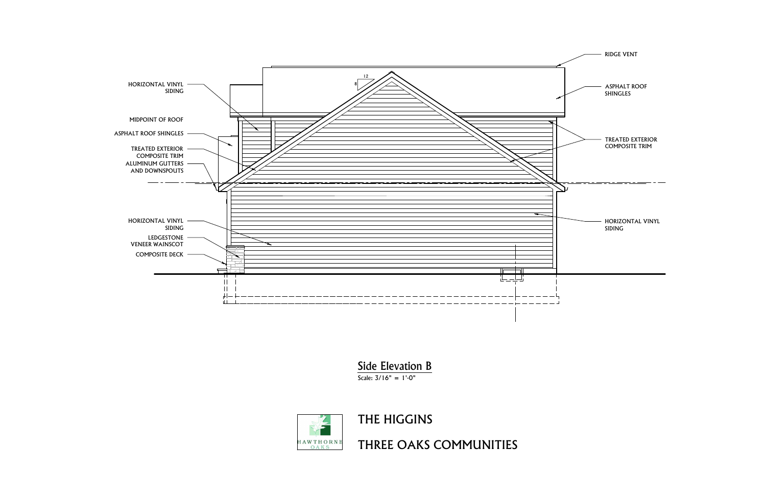HORIZONTAL VINYL SIDING

MIDPOINT OF ROOF

ASPHALT ROOF SHINGLES

TREATED EXTERIOR COMPOSITE TRIM

ALUMINUM GUTTERS AND DOWNSPOUTS

HORIZONTAL VINYL SIDING

LEDGESTONE VENEER WAINSCOT

COMPOSITE DECK

12

8

RIDGE VENT

ASPHALT ROOF SHINGLES

TREATED EXTERIOR COMPOSITE TRIM

HORIZONTAL VINYL SIDING

## Side Elevation B

Scale: 3/16" = 1'-0"

HAWTHORNE OAKS

# THE HIGGINS

# THREE OAKS COMMUNITIES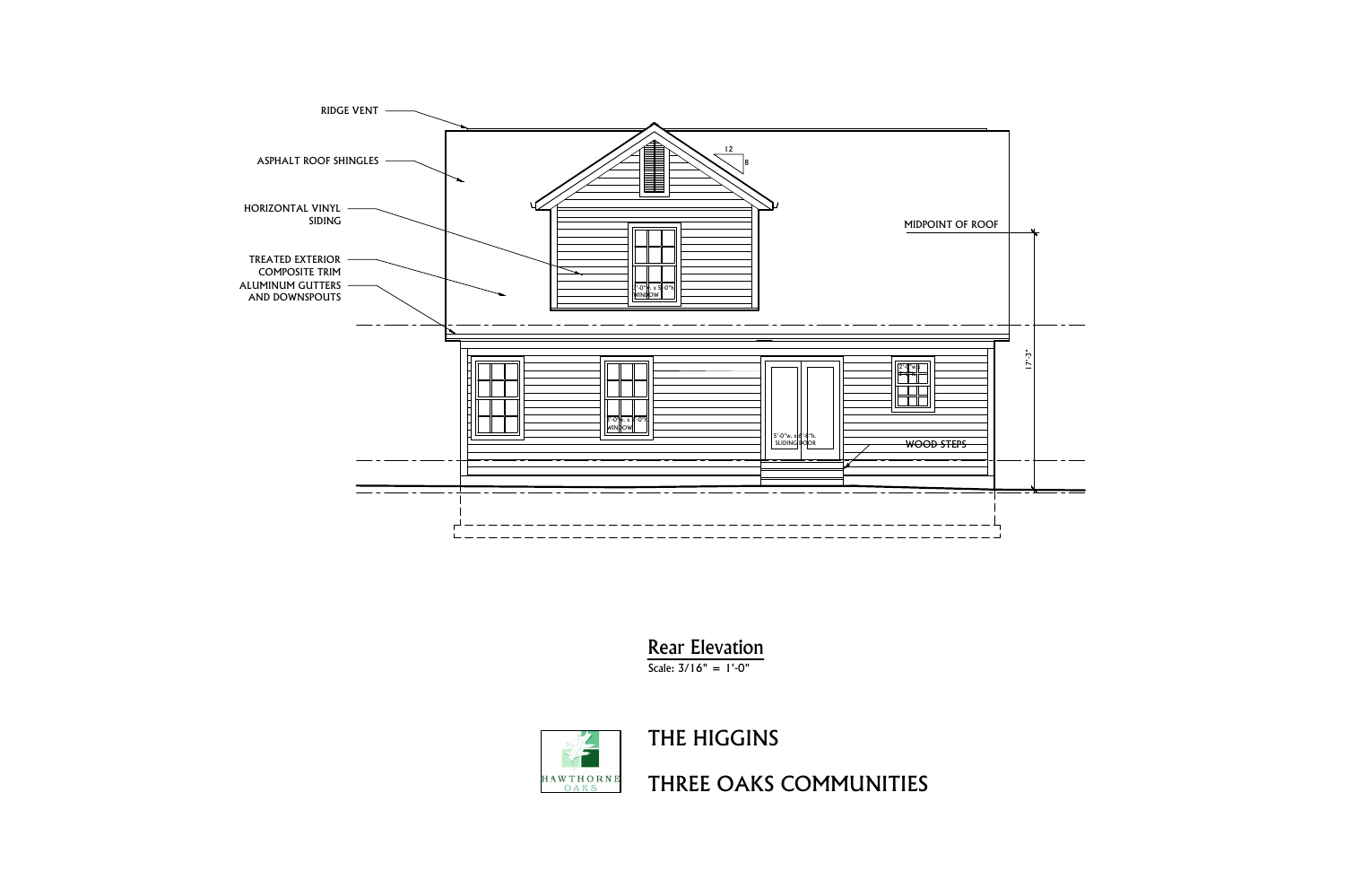RIDGE VENT

ASPHALT ROOF SHINGLES

HORIZONTAL VINYL SIDING

TREATED EXTERIOR COMPOSITE TRIM

ALUMINUM GUTTERS AND DOWNSPOUTS

12

8

MIDPOINT OF ROOF

17'-3"

3'-0"w. x 5'-0"h. WINDOW

3'-0"w. x 5'-0"h. WINDOW

5'-0"w. x 6'-8"h. SLIDING DOOR

2'-6"w. x 3'-0"h.

WOOD STEPS

## Rear Elevation

Scale: 3/16" = 1'-0"

HAWTHORNE OAKS

# THE HIGGINS

# THREE OAKS COMMUNITIES